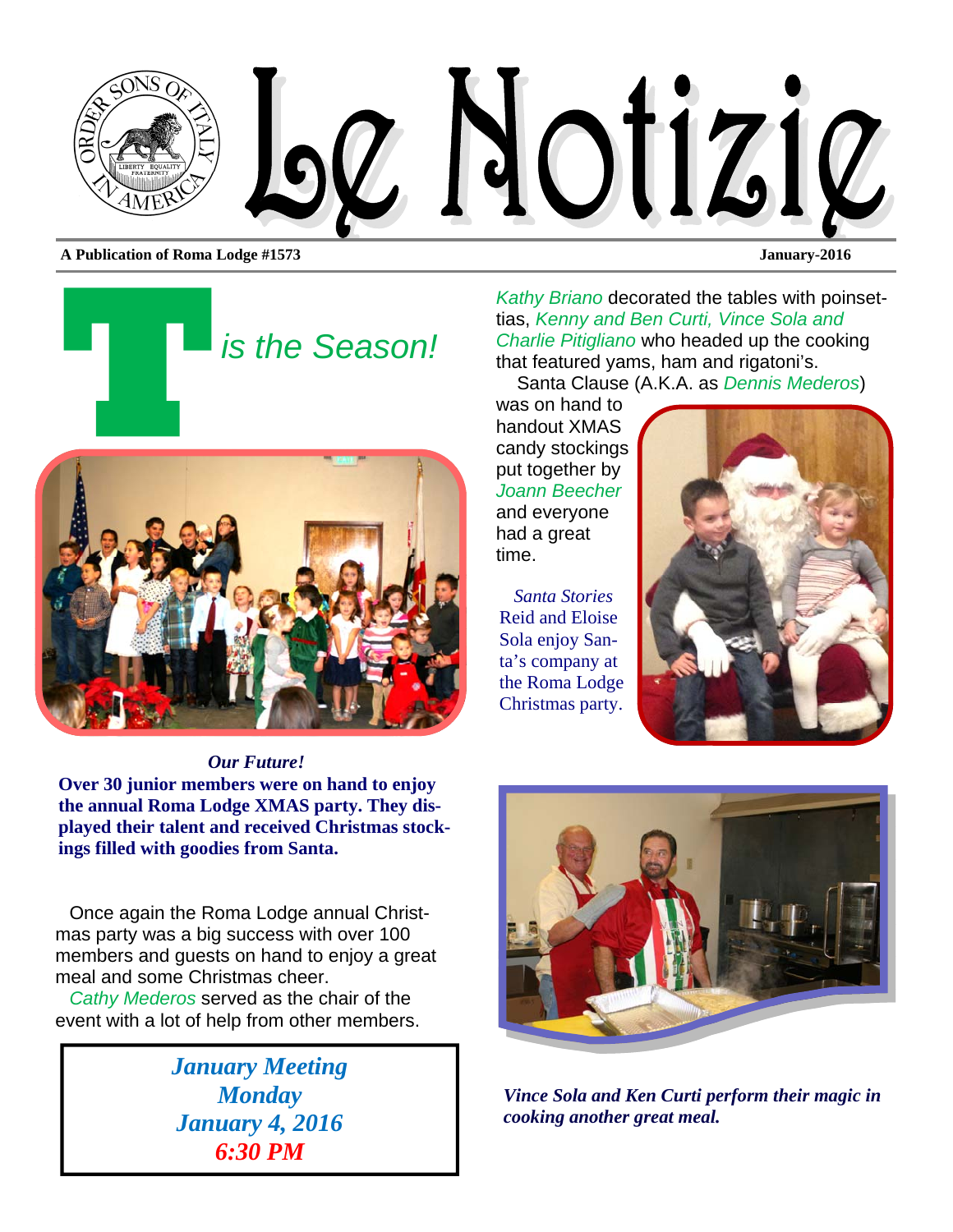# Le Notizie

**A Publication of Roma Lodge #1573** **January-2016**

## 'Tis the Season!

*Our Future!*

**Over 30 junior members were on hand to enjoy the annual Roma Lodge XMAS party. They displayed their talent and received Christmas stockings filled with goodies from Santa.**

Once again the Roma Lodge annual Christmas party was a big success with over 100 members and guests on hand to enjoy a great meal and some Christmas cheer.

*Cathy Mederos* served as the chair of the event with a lot of help from other members.

> ***January Meeting***
> ***Monday***
> ***January 4, 2016***
> ***6:30 PM***

*Kathy Briano* decorated the tables with poinsettias, *Kenny and Ben Curti, Vince Sola and Charlie Pitigliano* who headed up the cooking that featured yams, ham and rigatoni's.

Santa Clause (A.K.A. as *Dennis Mederos*) was on hand to handout XMAS candy stockings put together by *Joann Beecher* and everyone had a great time.

*Santa Stories*
Reid and Eloise Sola enjoy Santa's company at the Roma Lodge Christmas party.

*Vince Sola and Ken Curti perform their magic in cooking another great meal.*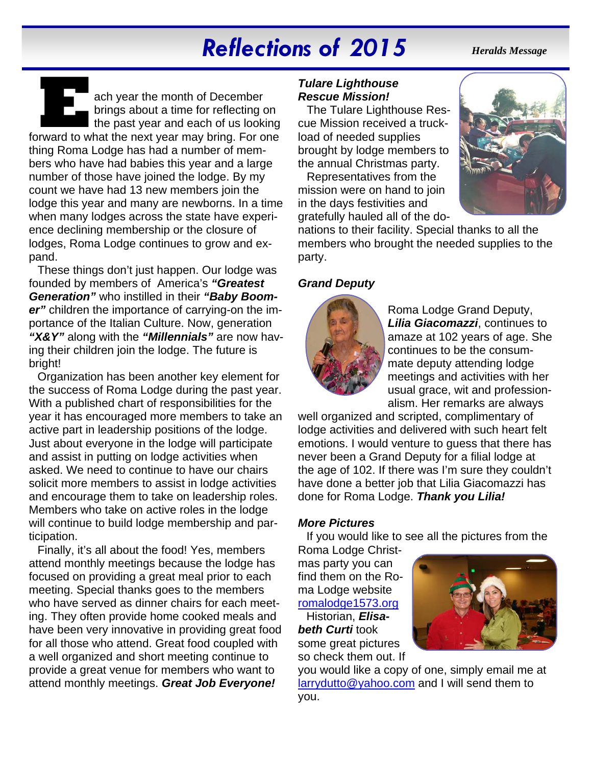# Reflections of 2015

*Heralds Message*

Each year the month of December brings about a time for reflecting on the past year and each of us looking forward to what the next year may bring. For one thing Roma Lodge has had a number of members who have had babies this year and a large number of those have joined the lodge. By my count we have had 13 new members join the lodge this year and many are newborns. In a time when many lodges across the state have experience declining membership or the closure of lodges, Roma Lodge continues to grow and expand.

These things don't just happen. Our lodge was founded by members of America's ***"Greatest Generation"*** who instilled in their ***"Baby Boomer"*** children the importance of carrying-on the importance of the Italian Culture. Now, generation ***"X&Y"*** along with the ***"Millennials"*** are now having their children join the lodge. The future is bright!

Organization has been another key element for the success of Roma Lodge during the past year. With a published chart of responsibilities for the year it has encouraged more members to take an active part in leadership positions of the lodge. Just about everyone in the lodge will participate and assist in putting on lodge activities when asked. We need to continue to have our chairs solicit more members to assist in lodge activities and encourage them to take on leadership roles. Members who take on active roles in the lodge will continue to build lodge membership and participation.

Finally, it's all about the food! Yes, members attend monthly meetings because the lodge has focused on providing a great meal prior to each meeting. Special thanks goes to the members who have served as dinner chairs for each meeting. They often provide home cooked meals and have been very innovative in providing great food for all those who attend. Great food coupled with a well organized and short meeting continue to provide a great venue for members who want to attend monthly meetings. ***Great Job Everyone!***

### *Tulare Lighthouse Rescue Mission!*

The Tulare Lighthouse Rescue Mission received a truckload of needed supplies brought by lodge members to the annual Christmas party.

Representatives from the mission were on hand to join in the days festivities and gratefully hauled all of the donations to their facility. Special thanks to all the members who brought the needed supplies to the party.

### *Grand Deputy*

Roma Lodge Grand Deputy, ***Lilia Giacomazzi***, continues to amaze at 102 years of age. She continues to be the consummate deputy attending lodge meetings and activities with her usual grace, wit and professionalism. Her remarks are always well organized and scripted, complimentary of lodge activities and delivered with such heart felt emotions. I would venture to guess that there has never been a Grand Deputy for a filial lodge at the age of 102. If there was I'm sure they couldn't have done a better job that Lilia Giacomazzi has done for Roma Lodge. ***Thank you Lilia!***

### *More Pictures*

If you would like to see all the pictures from the Roma Lodge Christmas party you can find them on the Roma Lodge website romalodge1573.org

Historian, ***Elisabeth Curti*** took some great pictures so check them out. If you would like a copy of one, simply email me at larrydutto@yahoo.com and I will send them to you.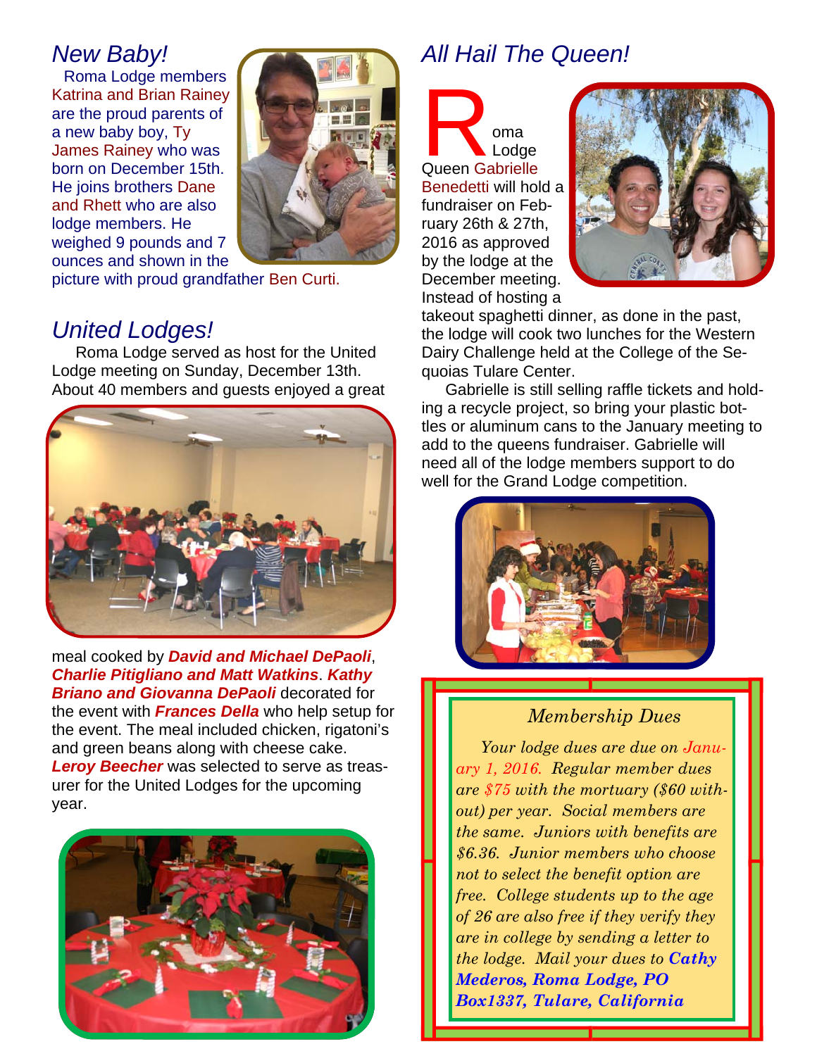## New Baby!

Roma Lodge members Katrina and Brian Rainey are the proud parents of a new baby boy, Ty James Rainey who was born on December 15th. He joins brothers Dane and Rhett who are also lodge members. He weighed 9 pounds and 7 ounces and shown in the picture with proud grandfather Ben Curti.

## United Lodges!

Roma Lodge served as host for the United Lodge meeting on Sunday, December 13th. About 40 members and guests enjoyed a great meal cooked by ***David and Michael DePaoli***, ***Charlie Pitigliano and Matt Watkins***. ***Kathy Briano and Giovanna DePaoli*** decorated for the event with ***Frances Della*** who help setup for the event. The meal included chicken, rigatoni's and green beans along with cheese cake. ***Leroy Beecher*** was selected to serve as treasurer for the United Lodges for the upcoming year.

## All Hail The Queen!

Roma Lodge Queen Gabrielle Benedetti will hold a fundraiser on February 26th & 27th, 2016 as approved by the lodge at the December meeting. Instead of hosting a takeout spaghetti dinner, as done in the past, the lodge will cook two lunches for the Western Dairy Challenge held at the College of the Sequoias Tulare Center.

Gabrielle is still selling raffle tickets and holding a recycle project, so bring your plastic bottles or aluminum cans to the January meeting to add to the queens fundraiser. Gabrielle will need all of the lodge members support to do well for the Grand Lodge competition.

### *Membership Dues*

*Your lodge dues are due on January 1, 2016. Regular member dues are $75 with the mortuary ($60 without) per year. Social members are the same. Juniors with benefits are $6.36. Junior members who choose not to select the benefit option are free. College students up to the age of 26 are also free if they verify they are in college by sending a letter to the lodge. Mail your dues to **Cathy Mederos, Roma Lodge, PO Box1337, Tulare, California***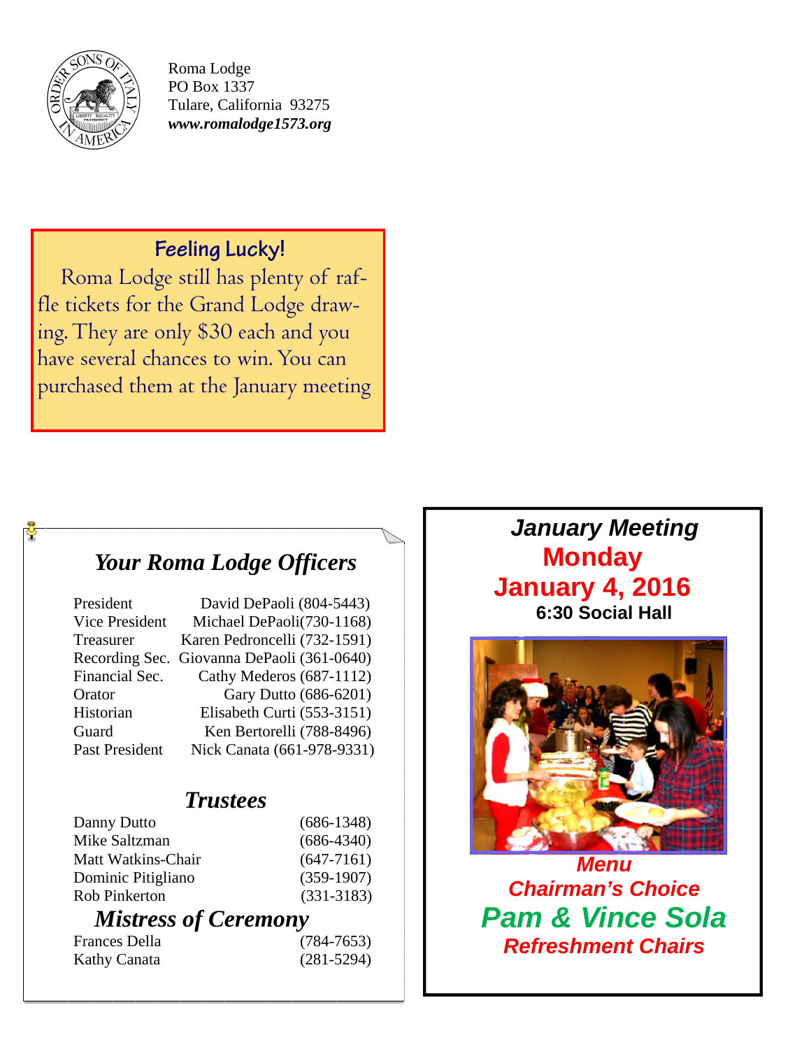Roma Lodge
PO Box 1337
Tulare, California 93275
***www.romalodge1573.org***

## Feeling Lucky!

Roma Lodge still has plenty of raffle tickets for the Grand Lodge drawing. They are only $30 each and you have several chances to win. You can purchased them at the January meeting

## *Your Roma Lodge Officers*

| | |
|---|---|
| President | David DePaoli (804-5443) |
| Vice President | Michael DePaoli(730-1168) |
| Treasurer | Karen Pedroncelli (732-1591) |
| Recording Sec. | Giovanna DePaoli (361-0640) |
| Financial Sec. | Cathy Mederos (687-1112) |
| Orator | Gary Dutto (686-6201) |
| Historian | Elisabeth Curti (553-3151) |
| Guard | Ken Bertorelli (788-8496) |
| Past President | Nick Canata (661-978-9331) |

### *Trustees*

| | |
|---|---|
| Danny Dutto | (686-1348) |
| Mike Saltzman | (686-4340) |
| Matt Watkins-Chair | (647-7161) |
| Dominic Pitigliano | (359-1907) |
| Rob Pinkerton | (331-3183) |

### *Mistress of Ceremony*

| | |
|---|---|
| Frances Della | (784-7653) |
| Kathy Canata | (281-5294) |

## *January Meeting*

**Monday**

**January 4, 2016**

**6:30 Social Hall**

***Menu***

***Chairman's Choice***

***Pam & Vince Sola***

***Refreshment Chairs***